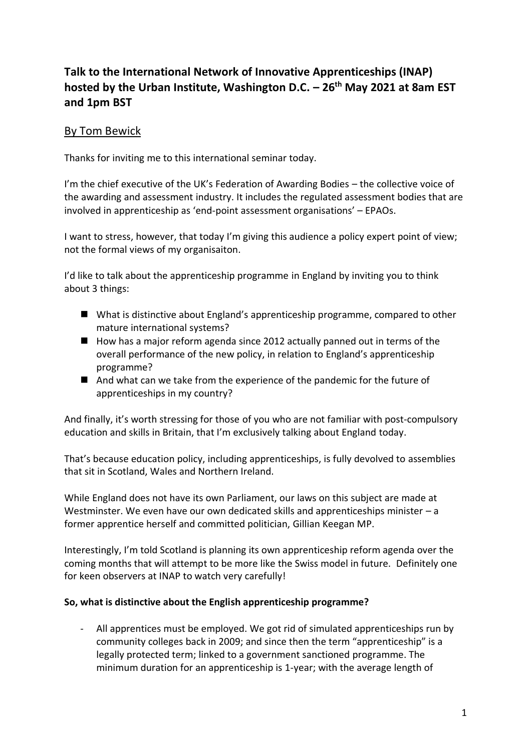# Talk to the International Network of Innovative Apprenticeships (INAP) hosted by the Urban Institute, Washington D.C. – 26th May 2021 at 8am EST and 1pm BST

## By Tom Bewick

Thanks for inviting me to this international seminar today.

I'm the chief executive of the UK's Federation of Awarding Bodies – the collective voice of the awarding and assessment industry. It includes the regulated assessment bodies that are involved in apprenticeship as 'end-point assessment organisations' – EPAOs.

I want to stress, however, that today I'm giving this audience a policy expert point of view; not the formal views of my organisaiton.

I'd like to talk about the apprenticeship programme in England by inviting you to think about 3 things:

- What is distinctive about England's apprenticeship programme, compared to other mature international systems?
- How has a major reform agenda since 2012 actually panned out in terms of the overall performance of the new policy, in relation to England's apprenticeship programme?
- And what can we take from the experience of the pandemic for the future of apprenticeships in my country?

And finally, it's worth stressing for those of you who are not familiar with post-compulsory education and skills in Britain, that I'm exclusively talking about England today.

That's because education policy, including apprenticeships, is fully devolved to assemblies that sit in Scotland, Wales and Northern Ireland.

While England does not have its own Parliament, our laws on this subject are made at Westminster. We even have our own dedicated skills and apprenticeships minister – a former apprentice herself and committed politician, Gillian Keegan MP.

Interestingly, I'm told Scotland is planning its own apprenticeship reform agenda over the coming months that will attempt to be more like the Swiss model in future. Definitely one for keen observers at INAP to watch very carefully!

**So, what is distinctive about the English apprenticeship programme?**

- All apprentices must be employed. We got rid of simulated apprenticeships run by community colleges back in 2009; and since then the term "apprenticeship" is a legally protected term; linked to a government sanctioned programme. The minimum duration for an apprenticeship is 1-year; with the average length of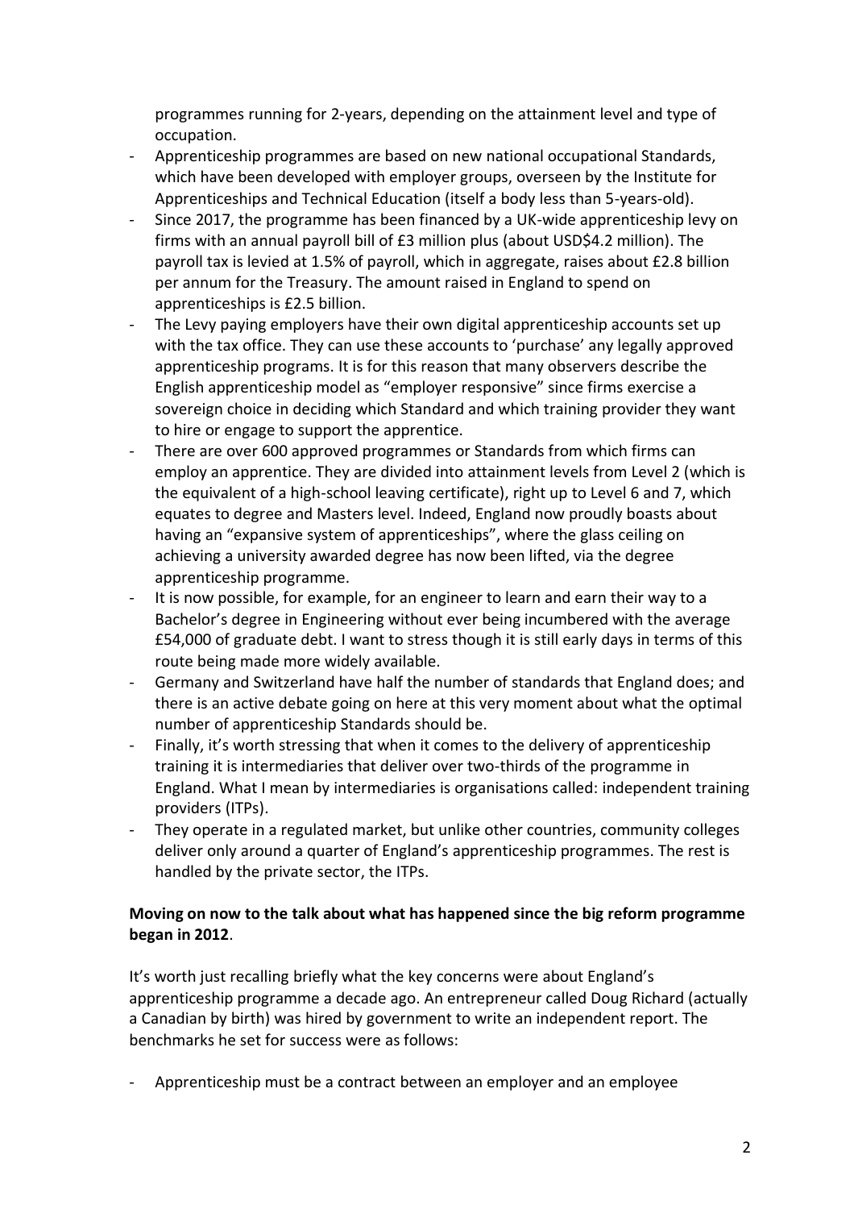programmes running for 2-years, depending on the attainment level and type of occupation.

- Apprenticeship programmes are based on new national occupational Standards, which have been developed with employer groups, overseen by the Institute for Apprenticeships and Technical Education (itself a body less than 5-years-old).
- Since 2017, the programme has been financed by a UK-wide apprenticeship levy on firms with an annual payroll bill of £3 million plus (about USD$4.2 million). The payroll tax is levied at 1.5% of payroll, which in aggregate, raises about £2.8 billion per annum for the Treasury. The amount raised in England to spend on apprenticeships is £2.5 billion.
- The Levy paying employers have their own digital apprenticeship accounts set up with the tax office. They can use these accounts to 'purchase' any legally approved apprenticeship programs. It is for this reason that many observers describe the English apprenticeship model as "employer responsive" since firms exercise a sovereign choice in deciding which Standard and which training provider they want to hire or engage to support the apprentice.
- There are over 600 approved programmes or Standards from which firms can employ an apprentice. They are divided into attainment levels from Level 2 (which is the equivalent of a high-school leaving certificate), right up to Level 6 and 7, which equates to degree and Masters level. Indeed, England now proudly boasts about having an "expansive system of apprenticeships", where the glass ceiling on achieving a university awarded degree has now been lifted, via the degree apprenticeship programme.
- It is now possible, for example, for an engineer to learn and earn their way to a Bachelor's degree in Engineering without ever being incumbered with the average £54,000 of graduate debt. I want to stress though it is still early days in terms of this route being made more widely available.
- Germany and Switzerland have half the number of standards that England does; and there is an active debate going on here at this very moment about what the optimal number of apprenticeship Standards should be.
- Finally, it's worth stressing that when it comes to the delivery of apprenticeship training it is intermediaries that deliver over two-thirds of the programme in England. What I mean by intermediaries is organisations called: independent training providers (ITPs).
- They operate in a regulated market, but unlike other countries, community colleges deliver only around a quarter of England's apprenticeship programmes. The rest is handled by the private sector, the ITPs.

**Moving on now to the talk about what has happened since the big reform programme began in 2012**.

It's worth just recalling briefly what the key concerns were about England's apprenticeship programme a decade ago. An entrepreneur called Doug Richard (actually a Canadian by birth) was hired by government to write an independent report. The benchmarks he set for success were as follows:

- Apprenticeship must be a contract between an employer and an employee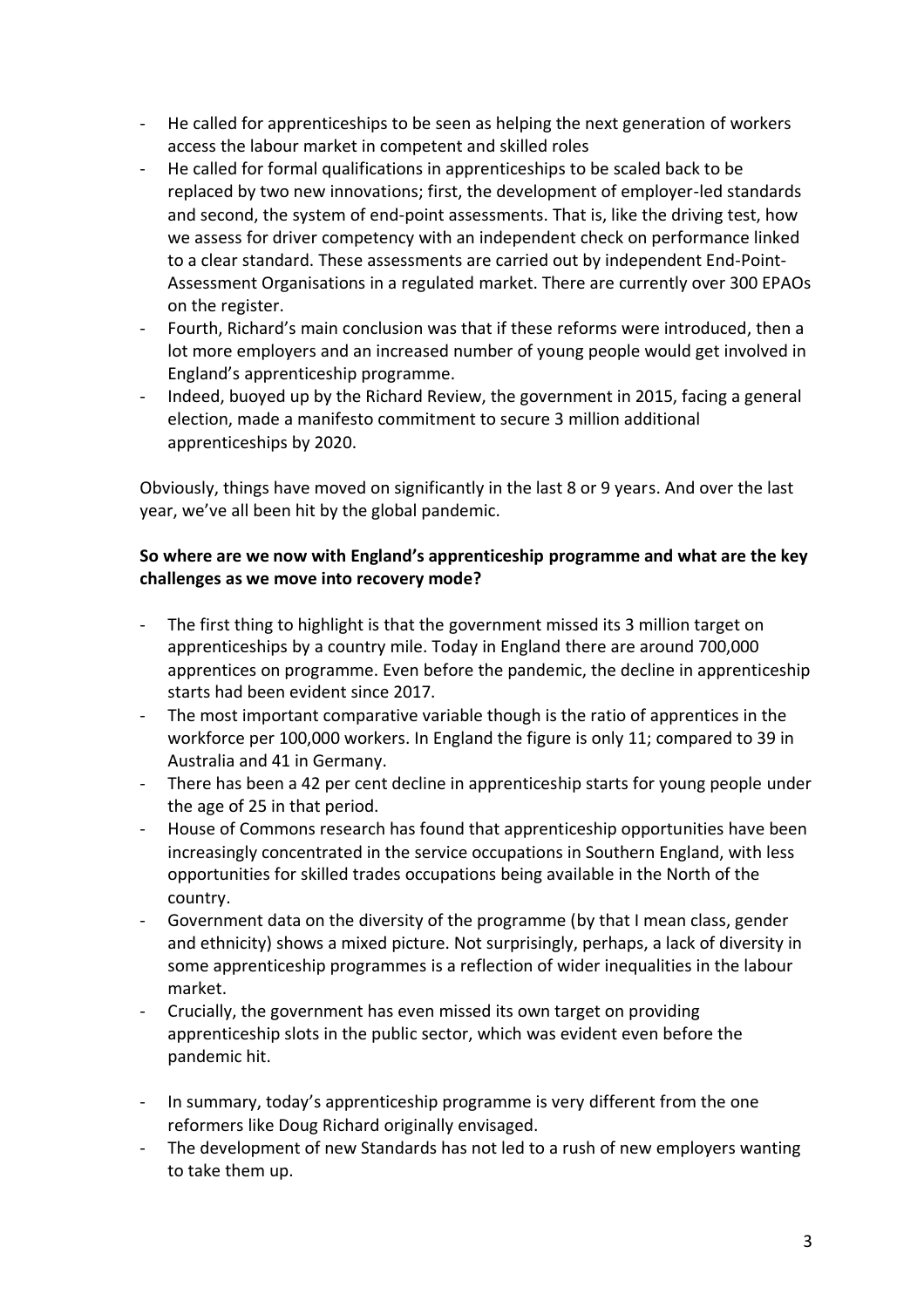- He called for apprenticeships to be seen as helping the next generation of workers access the labour market in competent and skilled roles
- He called for formal qualifications in apprenticeships to be scaled back to be replaced by two new innovations; first, the development of employer-led standards and second, the system of end-point assessments. That is, like the driving test, how we assess for driver competency with an independent check on performance linked to a clear standard. These assessments are carried out by independent End-Point-Assessment Organisations in a regulated market. There are currently over 300 EPAOs on the register.
- Fourth, Richard's main conclusion was that if these reforms were introduced, then a lot more employers and an increased number of young people would get involved in England's apprenticeship programme.
- Indeed, buoyed up by the Richard Review, the government in 2015, facing a general election, made a manifesto commitment to secure 3 million additional apprenticeships by 2020.

Obviously, things have moved on significantly in the last 8 or 9 years. And over the last year, we've all been hit by the global pandemic.

**So where are we now with England's apprenticeship programme and what are the key challenges as we move into recovery mode?**

- The first thing to highlight is that the government missed its 3 million target on apprenticeships by a country mile. Today in England there are around 700,000 apprentices on programme. Even before the pandemic, the decline in apprenticeship starts had been evident since 2017.
- The most important comparative variable though is the ratio of apprentices in the workforce per 100,000 workers. In England the figure is only 11; compared to 39 in Australia and 41 in Germany.
- There has been a 42 per cent decline in apprenticeship starts for young people under the age of 25 in that period.
- House of Commons research has found that apprenticeship opportunities have been increasingly concentrated in the service occupations in Southern England, with less opportunities for skilled trades occupations being available in the North of the country.
- Government data on the diversity of the programme (by that I mean class, gender and ethnicity) shows a mixed picture. Not surprisingly, perhaps, a lack of diversity in some apprenticeship programmes is a reflection of wider inequalities in the labour market.
- Crucially, the government has even missed its own target on providing apprenticeship slots in the public sector, which was evident even before the pandemic hit.

- In summary, today's apprenticeship programme is very different from the one reformers like Doug Richard originally envisaged.
- The development of new Standards has not led to a rush of new employers wanting to take them up.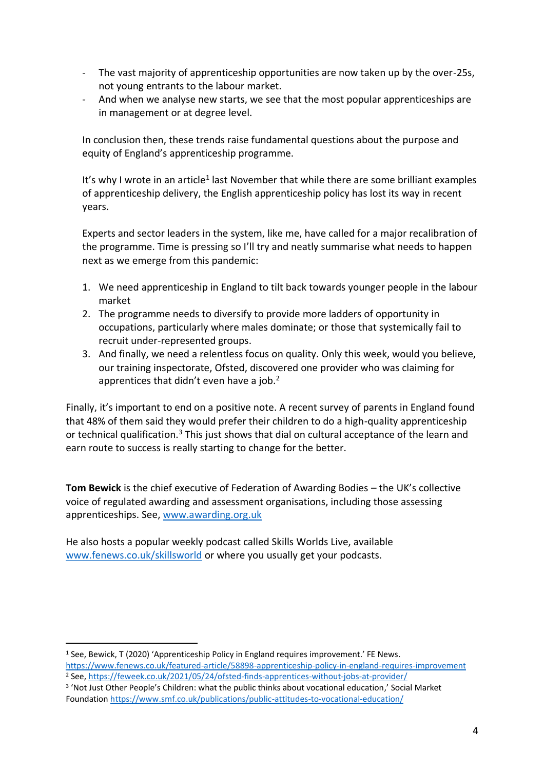- The vast majority of apprenticeship opportunities are now taken up by the over-25s, not young entrants to the labour market.
- And when we analyse new starts, we see that the most popular apprenticeships are in management or at degree level.

In conclusion then, these trends raise fundamental questions about the purpose and equity of England's apprenticeship programme.

It's why I wrote in an article[1] last November that while there are some brilliant examples of apprenticeship delivery, the English apprenticeship policy has lost its way in recent years.

Experts and sector leaders in the system, like me, have called for a major recalibration of the programme. Time is pressing so I'll try and neatly summarise what needs to happen next as we emerge from this pandemic:

1. We need apprenticeship in England to tilt back towards younger people in the labour market
2. The programme needs to diversify to provide more ladders of opportunity in occupations, particularly where males dominate; or those that systemically fail to recruit under-represented groups.
3. And finally, we need a relentless focus on quality. Only this week, would you believe, our training inspectorate, Ofsted, discovered one provider who was claiming for apprentices that didn't even have a job.[2]

Finally, it's important to end on a positive note. A recent survey of parents in England found that 48% of them said they would prefer their children to do a high-quality apprenticeship or technical qualification.[3] This just shows that dial on cultural acceptance of the learn and earn route to success is really starting to change for the better.

**Tom Bewick** is the chief executive of Federation of Awarding Bodies – the UK's collective voice of regulated awarding and assessment organisations, including those assessing apprenticeships. See, www.awarding.org.uk

He also hosts a popular weekly podcast called Skills Worlds Live, available www.fenews.co.uk/skillsworld or where you usually get your podcasts.

---

[1] See, Bewick, T (2020) 'Apprenticeship Policy in England requires improvement.' FE News. https://www.fenews.co.uk/featured-article/58898-apprenticeship-policy-in-england-requires-improvement

[2] See, https://feweek.co.uk/2021/05/24/ofsted-finds-apprentices-without-jobs-at-provider/

[3] 'Not Just Other People's Children: what the public thinks about vocational education,' Social Market Foundation https://www.smf.co.uk/publications/public-attitudes-to-vocational-education/